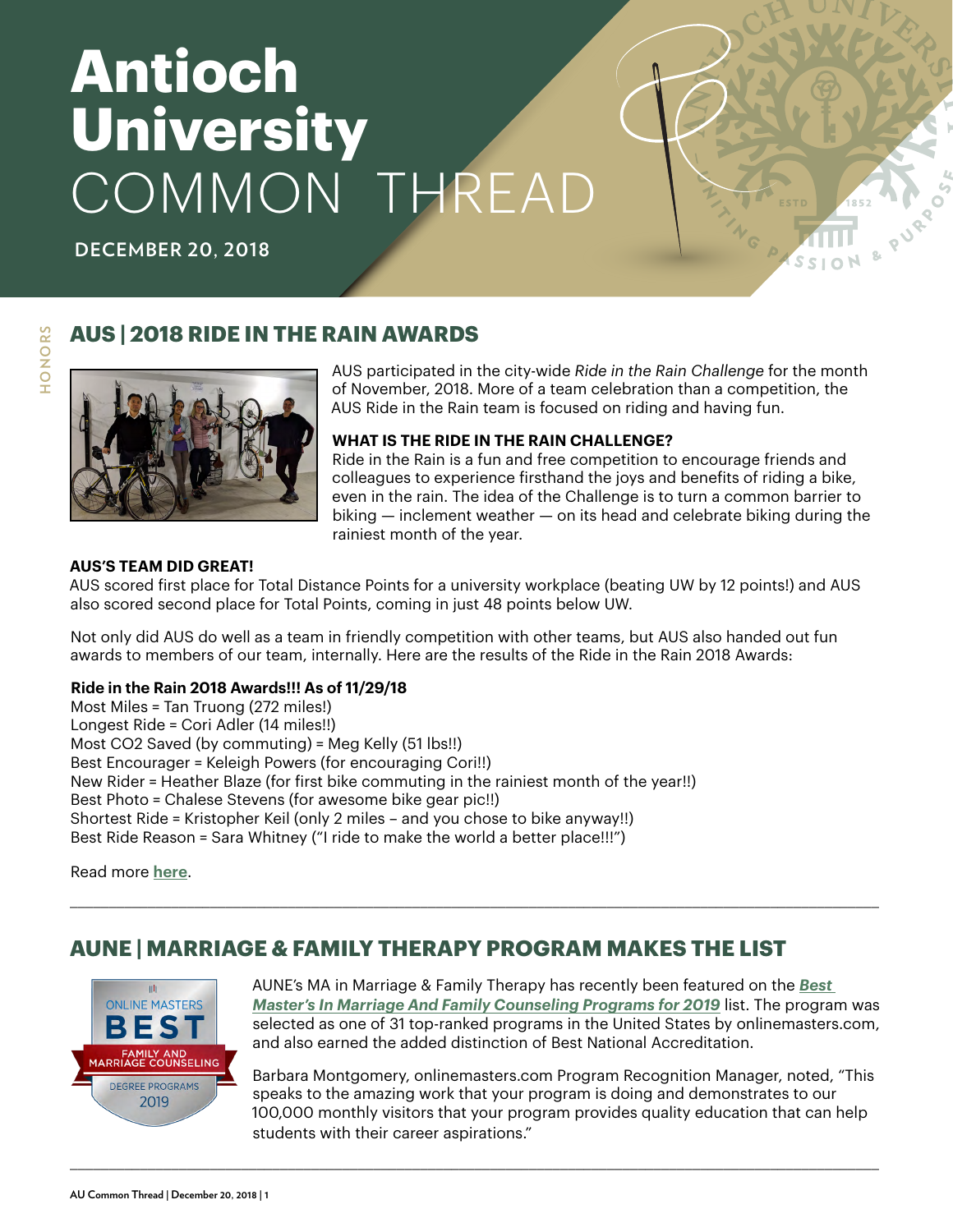# Antioch University COMMON THREAD

**DECEMBER 20, 2018**

HONORS

## AUS | 2018 RIDE IN THE RAIN AWARDS

AUS participated in the city-wide *Ride in the Rain Challenge* for the month of November, 2018. More of a team celebration than a competition, the AUS Ride in the Rain team is focused on riding and having fun.

**WHAT IS THE RIDE IN THE RAIN CHALLENGE?**

Ride in the Rain is a fun and free competition to encourage friends and colleagues to experience firsthand the joys and benefits of riding a bike, even in the rain. The idea of the Challenge is to turn a common barrier to biking — inclement weather — on its head and celebrate biking during the rainiest month of the year.

**AUS'S TEAM DID GREAT!**

AUS scored first place for Total Distance Points for a university workplace (beating UW by 12 points!) and AUS also scored second place for Total Points, coming in just 48 points below UW.

Not only did AUS do well as a team in friendly competition with other teams, but AUS also handed out fun awards to members of our team, internally. Here are the results of the Ride in the Rain 2018 Awards:

**Ride in the Rain 2018 Awards!!! As of 11/29/18**

Most Miles = Tan Truong (272 miles!)
Longest Ride = Cori Adler (14 miles!!)
Most CO2 Saved (by commuting) = Meg Kelly (51 lbs!!)
Best Encourager = Keleigh Powers (for encouraging Cori!!)
New Rider = Heather Blaze (for first bike commuting in the rainiest month of the year!!)
Best Photo = Chalese Stevens (for awesome bike gear pic!!)
Shortest Ride = Kristopher Keil (only 2 miles – and you chose to bike anyway!!)
Best Ride Reason = Sara Whitney ("I ride to make the world a better place!!!")

Read more **here**.

---

## AUNE | MARRIAGE & FAMILY THERAPY PROGRAM MAKES THE LIST

ONLINE MASTERS BEST FAMILY AND MARRIAGE COUNSELING DEGREE PROGRAMS 2019

AUNE's MA in Marriage & Family Therapy has recently been featured on the ***Best Master's In Marriage And Family Counseling Programs for 2019*** list. The program was selected as one of 31 top-ranked programs in the United States by onlinemasters.com, and also earned the added distinction of Best National Accreditation.

Barbara Montgomery, onlinemasters.com Program Recognition Manager, noted, "This speaks to the amazing work that your program is doing and demonstrates to our 100,000 monthly visitors that your program provides quality education that can help students with their career aspirations."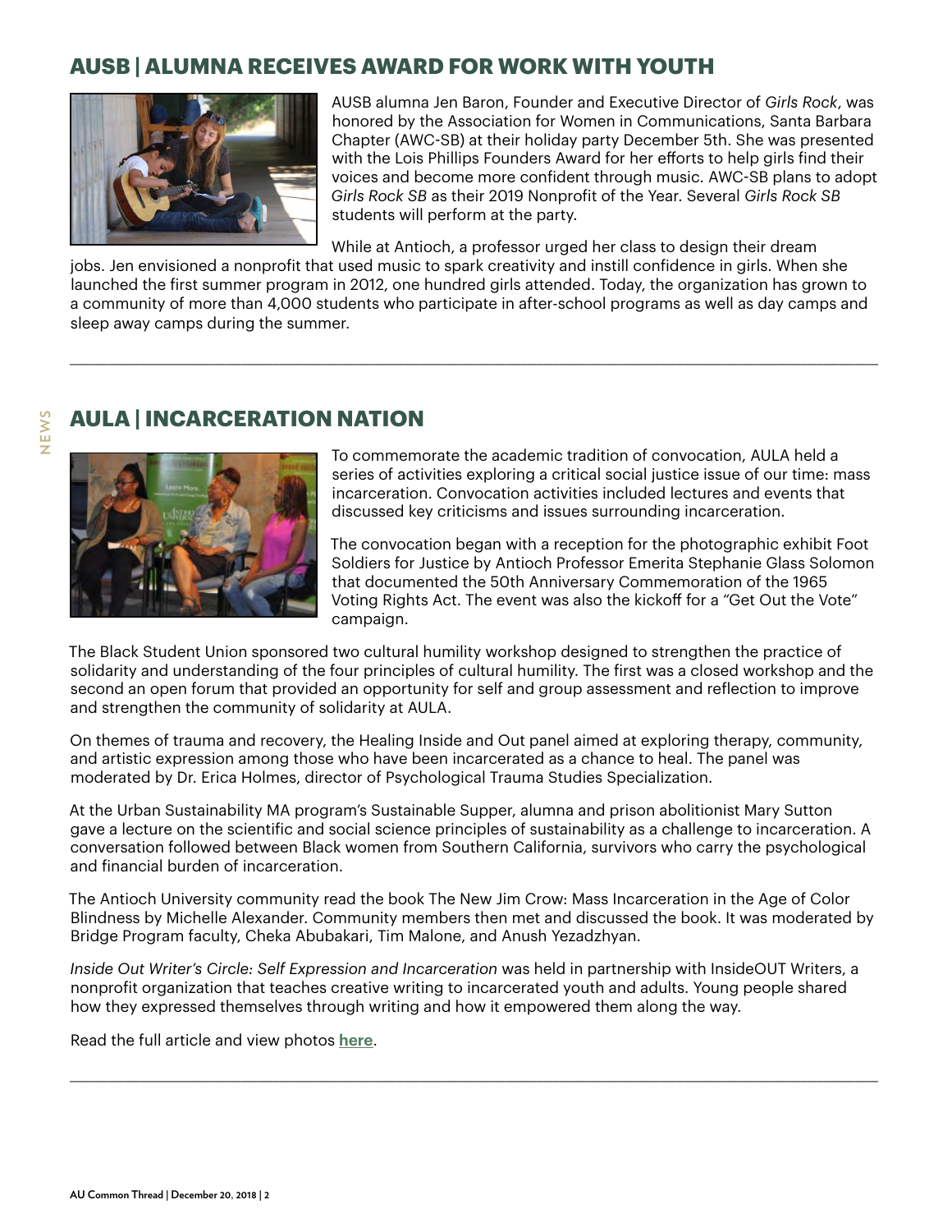## AUSB | ALUMNA RECEIVES AWARD FOR WORK WITH YOUTH

AUSB alumna Jen Baron, Founder and Executive Director of *Girls Rock*, was honored by the Association for Women in Communications, Santa Barbara Chapter (AWC-SB) at their holiday party December 5th. She was presented with the Lois Phillips Founders Award for her efforts to help girls find their voices and become more confident through music. AWC-SB plans to adopt *Girls Rock SB* as their 2019 Nonprofit of the Year. Several *Girls Rock SB* students will perform at the party.

While at Antioch, a professor urged her class to design their dream jobs. Jen envisioned a nonprofit that used music to spark creativity and instill confidence in girls. When she launched the first summer program in 2012, one hundred girls attended. Today, the organization has grown to a community of more than 4,000 students who participate in after-school programs as well as day camps and sleep away camps during the summer.

---

## AULA | INCARCERATION NATION

To commemorate the academic tradition of convocation, AULA held a series of activities exploring a critical social justice issue of our time: mass incarceration. Convocation activities included lectures and events that discussed key criticisms and issues surrounding incarceration.

The convocation began with a reception for the photographic exhibit Foot Soldiers for Justice by Antioch Professor Emerita Stephanie Glass Solomon that documented the 50th Anniversary Commemoration of the 1965 Voting Rights Act. The event was also the kickoff for a "Get Out the Vote" campaign.

The Black Student Union sponsored two cultural humility workshop designed to strengthen the practice of solidarity and understanding of the four principles of cultural humility. The first was a closed workshop and the second an open forum that provided an opportunity for self and group assessment and reflection to improve and strengthen the community of solidarity at AULA.

On themes of trauma and recovery, the Healing Inside and Out panel aimed at exploring therapy, community, and artistic expression among those who have been incarcerated as a chance to heal. The panel was moderated by Dr. Erica Holmes, director of Psychological Trauma Studies Specialization.

At the Urban Sustainability MA program's Sustainable Supper, alumna and prison abolitionist Mary Sutton gave a lecture on the scientific and social science principles of sustainability as a challenge to incarceration. A conversation followed between Black women from Southern California, survivors who carry the psychological and financial burden of incarceration.

The Antioch University community read the book The New Jim Crow: Mass Incarceration in the Age of Color Blindness by Michelle Alexander. Community members then met and discussed the book. It was moderated by Bridge Program faculty, Cheka Abubakari, Tim Malone, and Anush Yezadzhyan.

*Inside Out Writer's Circle: Self Expression and Incarceration* was held in partnership with InsideOUT Writers, a nonprofit organization that teaches creative writing to incarcerated youth and adults. Young people shared how they expressed themselves through writing and how it empowered them along the way.

Read the full article and view photos **here**.

---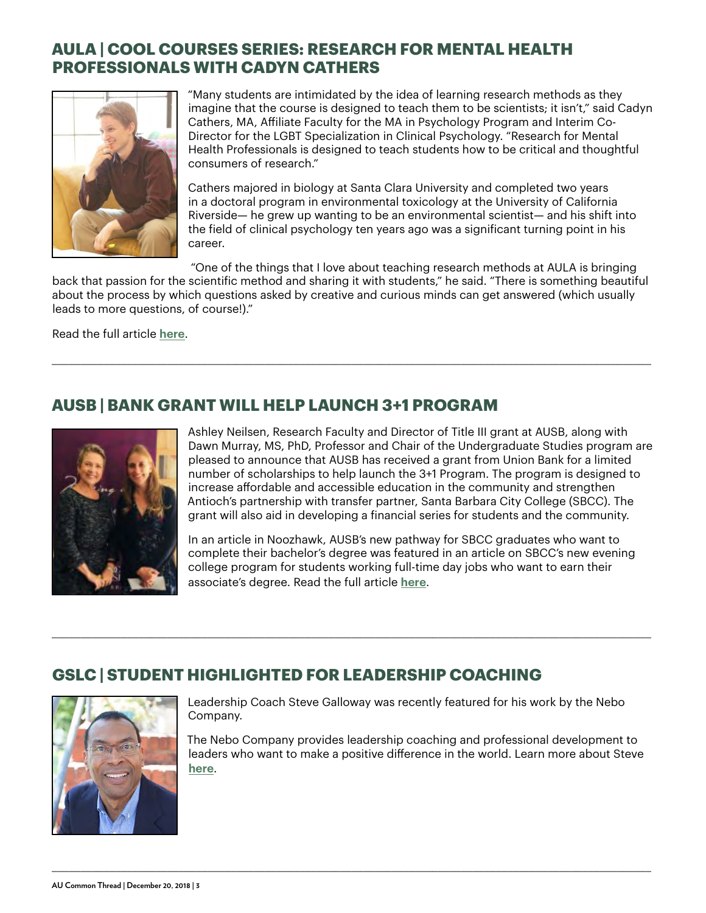## AULA | COOL COURSES SERIES: RESEARCH FOR MENTAL HEALTH PROFESSIONALS WITH CADYN CATHERS

"Many students are intimidated by the idea of learning research methods as they imagine that the course is designed to teach them to be scientists; it isn't," said Cadyn Cathers, MA, Affiliate Faculty for the MA in Psychology Program and Interim Co-Director for the LGBT Specialization in Clinical Psychology. "Research for Mental Health Professionals is designed to teach students how to be critical and thoughtful consumers of research."

Cathers majored in biology at Santa Clara University and completed two years in a doctoral program in environmental toxicology at the University of California Riverside— he grew up wanting to be an environmental scientist— and his shift into the field of clinical psychology ten years ago was a significant turning point in his career.

"One of the things that I love about teaching research methods at AULA is bringing back that passion for the scientific method and sharing it with students," he said. "There is something beautiful about the process by which questions asked by creative and curious minds can get answered (which usually leads to more questions, of course!)."

Read the full article **here**.

---

## AUSB | BANK GRANT WILL HELP LAUNCH 3+1 PROGRAM

Ashley Neilsen, Research Faculty and Director of Title III grant at AUSB, along with Dawn Murray, MS, PhD, Professor and Chair of the Undergraduate Studies program are pleased to announce that AUSB has received a grant from Union Bank for a limited number of scholarships to help launch the 3+1 Program. The program is designed to increase affordable and accessible education in the community and strengthen Antioch's partnership with transfer partner, Santa Barbara City College (SBCC). The grant will also aid in developing a financial series for students and the community.

In an article in Noozhawk, AUSB's new pathway for SBCC graduates who want to complete their bachelor's degree was featured in an article on SBCC's new evening college program for students working full-time day jobs who want to earn their associate's degree. Read the full article **here**.

---

## GSLC | STUDENT HIGHLIGHTED FOR LEADERSHIP COACHING

Leadership Coach Steve Galloway was recently featured for his work by the Nebo Company.

The Nebo Company provides leadership coaching and professional development to leaders who want to make a positive difference in the world. Learn more about Steve **here**.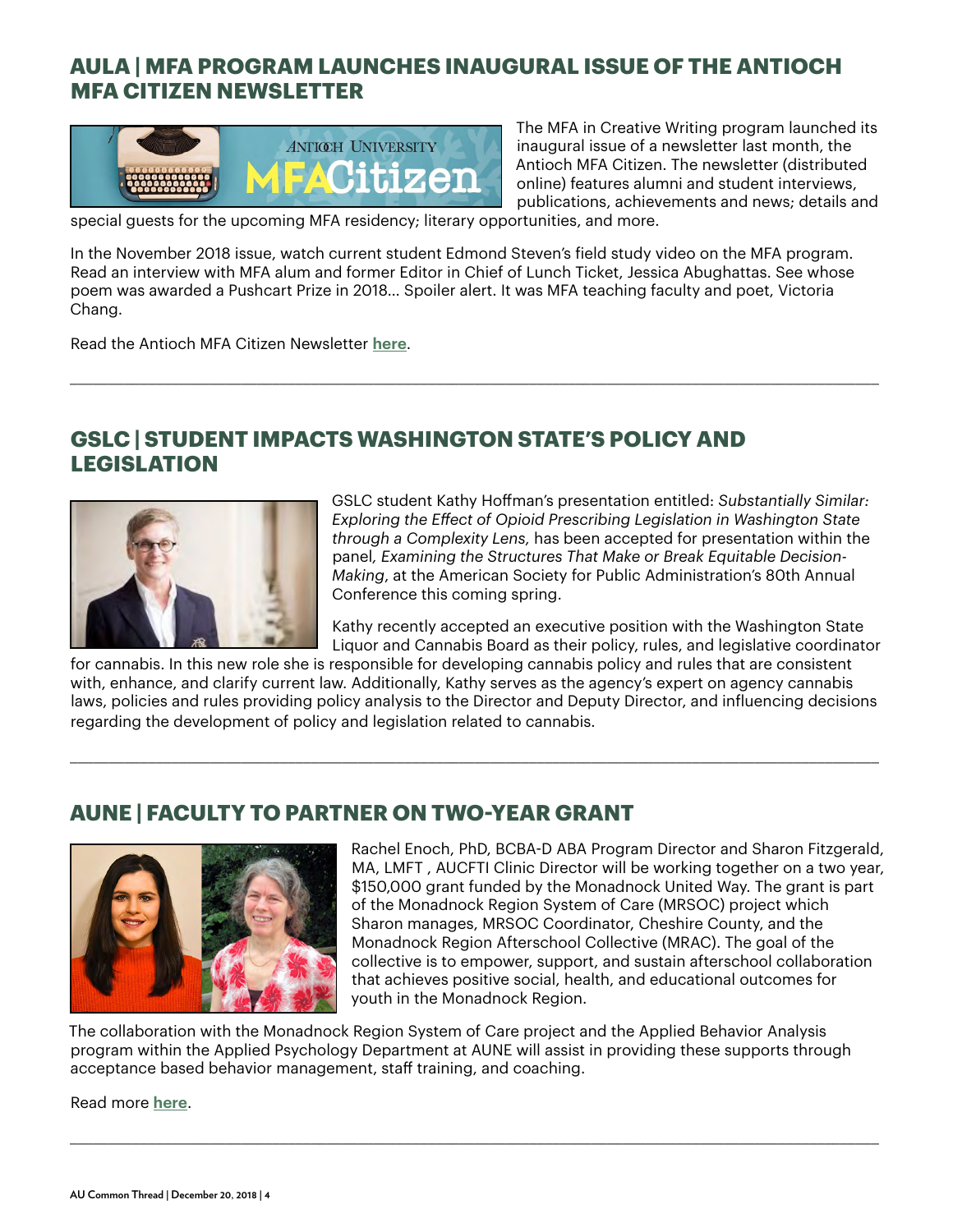## AULA | MFA PROGRAM LAUNCHES INAUGURAL ISSUE OF THE ANTIOCH MFA CITIZEN NEWSLETTER

The MFA in Creative Writing program launched its inaugural issue of a newsletter last month, the Antioch MFA Citizen. The newsletter (distributed online) features alumni and student interviews, publications, achievements and news; details and special guests for the upcoming MFA residency; literary opportunities, and more.

In the November 2018 issue, watch current student Edmond Steven's field study video on the MFA program. Read an interview with MFA alum and former Editor in Chief of Lunch Ticket, Jessica Abughattas. See whose poem was awarded a Pushcart Prize in 2018... Spoiler alert. It was MFA teaching faculty and poet, Victoria Chang.

Read the Antioch MFA Citizen Newsletter **here**.

---

## GSLC | STUDENT IMPACTS WASHINGTON STATE'S POLICY AND LEGISLATION

GSLC student Kathy Hoffman's presentation entitled: *Substantially Similar: Exploring the Effect of Opioid Prescribing Legislation in Washington State through a Complexity Lens,* has been accepted for presentation within the panel, *Examining the Structures That Make or Break Equitable Decision-Making*, at the American Society for Public Administration's 80th Annual Conference this coming spring.

Kathy recently accepted an executive position with the Washington State Liquor and Cannabis Board as their policy, rules, and legislative coordinator for cannabis. In this new role she is responsible for developing cannabis policy and rules that are consistent with, enhance, and clarify current law. Additionally, Kathy serves as the agency's expert on agency cannabis laws, policies and rules providing policy analysis to the Director and Deputy Director, and influencing decisions regarding the development of policy and legislation related to cannabis.

---

## AUNE | FACULTY TO PARTNER ON TWO-YEAR GRANT

Rachel Enoch, PhD, BCBA-D ABA Program Director and Sharon Fitzgerald, MA, LMFT , AUCFTI Clinic Director will be working together on a two year, $150,000 grant funded by the Monadnock United Way. The grant is part of the Monadnock Region System of Care (MRSOC) project which Sharon manages, MRSOC Coordinator, Cheshire County, and the Monadnock Region Afterschool Collective (MRAC). The goal of the collective is to empower, support, and sustain afterschool collaboration that achieves positive social, health, and educational outcomes for youth in the Monadnock Region.

The collaboration with the Monadnock Region System of Care project and the Applied Behavior Analysis program within the Applied Psychology Department at AUNE will assist in providing these supports through acceptance based behavior management, staff training, and coaching.

Read more **here**.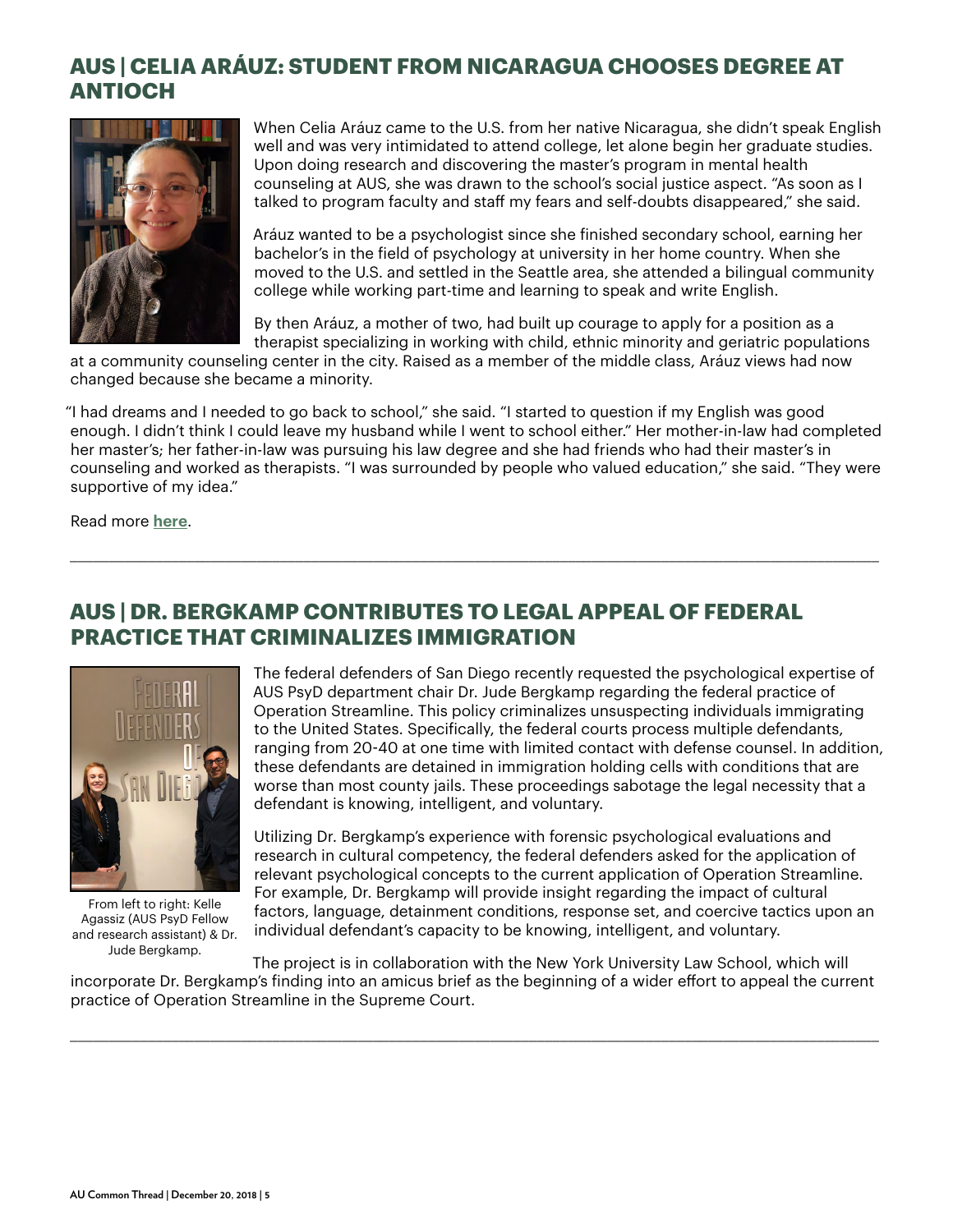## AUS | CELIA ARÁUZ: STUDENT FROM NICARAGUA CHOOSES DEGREE AT ANTIOCH

When Celia Aráuz came to the U.S. from her native Nicaragua, she didn't speak English well and was very intimidated to attend college, let alone begin her graduate studies. Upon doing research and discovering the master's program in mental health counseling at AUS, she was drawn to the school's social justice aspect. "As soon as I talked to program faculty and staff my fears and self-doubts disappeared," she said.

Aráuz wanted to be a psychologist since she finished secondary school, earning her bachelor's in the field of psychology at university in her home country. When she moved to the U.S. and settled in the Seattle area, she attended a bilingual community college while working part-time and learning to speak and write English.

By then Aráuz, a mother of two, had built up courage to apply for a position as a therapist specializing in working with child, ethnic minority and geriatric populations at a community counseling center in the city. Raised as a member of the middle class, Aráuz views had now changed because she became a minority.

"I had dreams and I needed to go back to school," she said. "I started to question if my English was good enough. I didn't think I could leave my husband while I went to school either." Her mother-in-law had completed her master's; her father-in-law was pursuing his law degree and she had friends who had their master's in counseling and worked as therapists. "I was surrounded by people who valued education," she said. "They were supportive of my idea."

Read more **here**.

---

## AUS | DR. BERGKAMP CONTRIBUTES TO LEGAL APPEAL OF FEDERAL PRACTICE THAT CRIMINALIZES IMMIGRATION

From left to right: Kelle Agassiz (AUS PsyD Fellow and research assistant) & Dr. Jude Bergkamp.

The federal defenders of San Diego recently requested the psychological expertise of AUS PsyD department chair Dr. Jude Bergkamp regarding the federal practice of Operation Streamline. This policy criminalizes unsuspecting individuals immigrating to the United States. Specifically, the federal courts process multiple defendants, ranging from 20-40 at one time with limited contact with defense counsel. In addition, these defendants are detained in immigration holding cells with conditions that are worse than most county jails. These proceedings sabotage the legal necessity that a defendant is knowing, intelligent, and voluntary.

Utilizing Dr. Bergkamp's experience with forensic psychological evaluations and research in cultural competency, the federal defenders asked for the application of relevant psychological concepts to the current application of Operation Streamline. For example, Dr. Bergkamp will provide insight regarding the impact of cultural factors, language, detainment conditions, response set, and coercive tactics upon an individual defendant's capacity to be knowing, intelligent, and voluntary.

The project is in collaboration with the New York University Law School, which will incorporate Dr. Bergkamp's finding into an amicus brief as the beginning of a wider effort to appeal the current practice of Operation Streamline in the Supreme Court.

---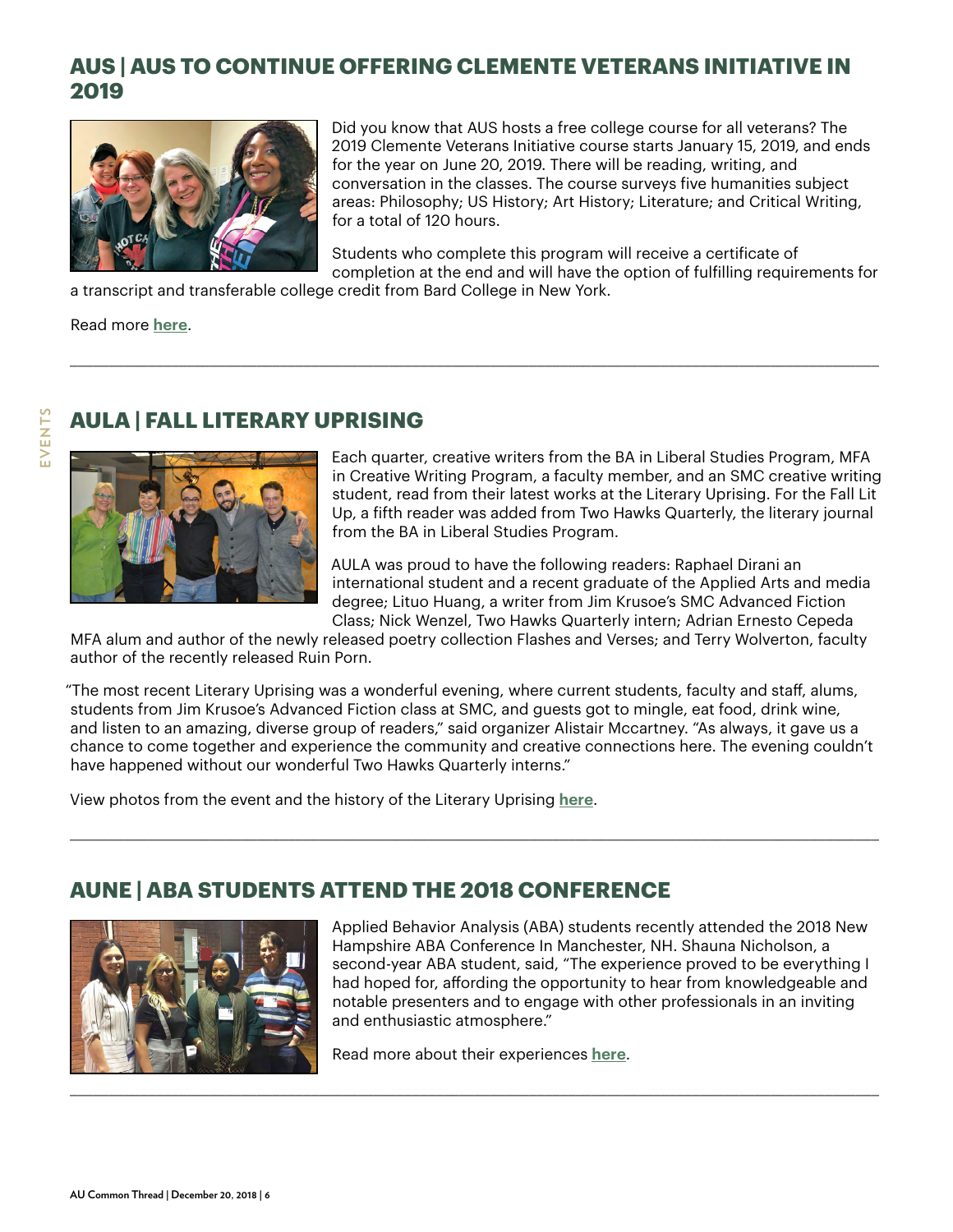## AUS | AUS TO CONTINUE OFFERING CLEMENTE VETERANS INITIATIVE IN 2019

Did you know that AUS hosts a free college course for all veterans? The 2019 Clemente Veterans Initiative course starts January 15, 2019, and ends for the year on June 20, 2019. There will be reading, writing, and conversation in the classes. The course surveys five humanities subject areas: Philosophy; US History; Art History; Literature; and Critical Writing, for a total of 120 hours.

Students who complete this program will receive a certificate of completion at the end and will have the option of fulfilling requirements for a transcript and transferable college credit from Bard College in New York.

Read more **here**.

---

## AULA | FALL LITERARY UPRISING

Each quarter, creative writers from the BA in Liberal Studies Program, MFA in Creative Writing Program, a faculty member, and an SMC creative writing student, read from their latest works at the Literary Uprising. For the Fall Lit Up, a fifth reader was added from Two Hawks Quarterly, the literary journal from the BA in Liberal Studies Program.

AULA was proud to have the following readers: Raphael Dirani an international student and a recent graduate of the Applied Arts and media degree; Lituo Huang, a writer from Jim Krusoe's SMC Advanced Fiction Class; Nick Wenzel, Two Hawks Quarterly intern; Adrian Ernesto Cepeda MFA alum and author of the newly released poetry collection Flashes and Verses; and Terry Wolverton, faculty author of the recently released Ruin Porn.

"The most recent Literary Uprising was a wonderful evening, where current students, faculty and staff, alums, students from Jim Krusoe's Advanced Fiction class at SMC, and guests got to mingle, eat food, drink wine, and listen to an amazing, diverse group of readers," said organizer Alistair Mccartney. "As always, it gave us a chance to come together and experience the community and creative connections here. The evening couldn't have happened without our wonderful Two Hawks Quarterly interns."

View photos from the event and the history of the Literary Uprising **here**.

---

## AUNE | ABA STUDENTS ATTEND THE 2018 CONFERENCE

Applied Behavior Analysis (ABA) students recently attended the 2018 New Hampshire ABA Conference In Manchester, NH. Shauna Nicholson, a second-year ABA student, said, "The experience proved to be everything I had hoped for, affording the opportunity to hear from knowledgeable and notable presenters and to engage with other professionals in an inviting and enthusiastic atmosphere."

Read more about their experiences **here**.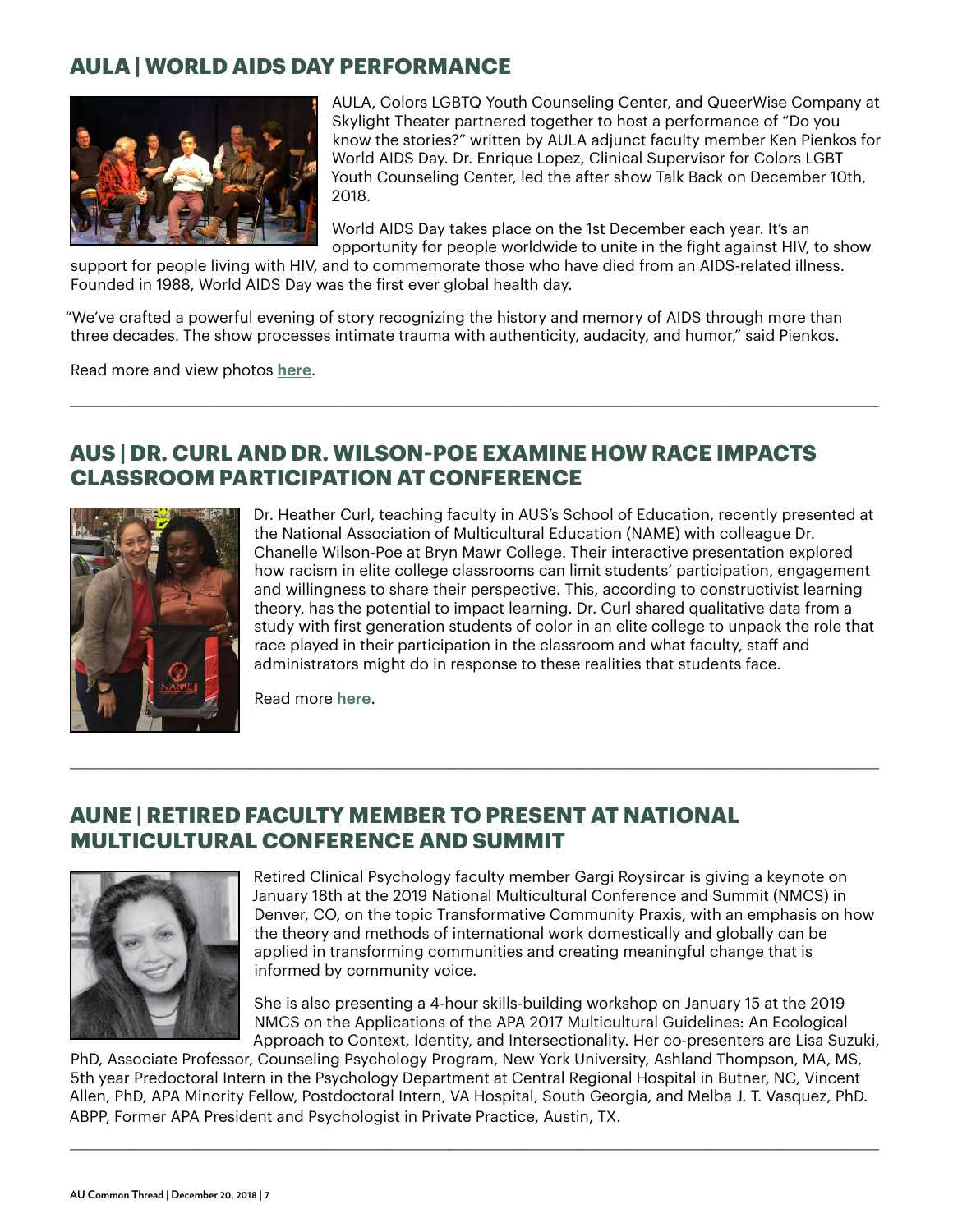## AULA | WORLD AIDS DAY PERFORMANCE

AULA, Colors LGBTQ Youth Counseling Center, and QueerWise Company at Skylight Theater partnered together to host a performance of "Do you know the stories?" written by AULA adjunct faculty member Ken Pienkos for World AIDS Day. Dr. Enrique Lopez, Clinical Supervisor for Colors LGBT Youth Counseling Center, led the after show Talk Back on December 10th, 2018.

World AIDS Day takes place on the 1st December each year. It's an opportunity for people worldwide to unite in the fight against HIV, to show support for people living with HIV, and to commemorate those who have died from an AIDS-related illness. Founded in 1988, World AIDS Day was the first ever global health day.

"We've crafted a powerful evening of story recognizing the history and memory of AIDS through more than three decades. The show processes intimate trauma with authenticity, audacity, and humor," said Pienkos.

Read more and view photos **here**.

---

## AUS | DR. CURL AND DR. WILSON-POE EXAMINE HOW RACE IMPACTS CLASSROOM PARTICIPATION AT CONFERENCE

Dr. Heather Curl, teaching faculty in AUS's School of Education, recently presented at the National Association of Multicultural Education (NAME) with colleague Dr. Chanelle Wilson-Poe at Bryn Mawr College. Their interactive presentation explored how racism in elite college classrooms can limit students' participation, engagement and willingness to share their perspective. This, according to constructivist learning theory, has the potential to impact learning. Dr. Curl shared qualitative data from a study with first generation students of color in an elite college to unpack the role that race played in their participation in the classroom and what faculty, staff and administrators might do in response to these realities that students face.

Read more **here**.

---

## AUNE | RETIRED FACULTY MEMBER TO PRESENT AT NATIONAL MULTICULTURAL CONFERENCE AND SUMMIT

Retired Clinical Psychology faculty member Gargi Roysircar is giving a keynote on January 18th at the 2019 National Multicultural Conference and Summit (NMCS) in Denver, CO, on the topic Transformative Community Praxis, with an emphasis on how the theory and methods of international work domestically and globally can be applied in transforming communities and creating meaningful change that is informed by community voice.

She is also presenting a 4-hour skills-building workshop on January 15 at the 2019 NMCS on the Applications of the APA 2017 Multicultural Guidelines: An Ecological Approach to Context, Identity, and Intersectionality. Her co-presenters are Lisa Suzuki, PhD, Associate Professor, Counseling Psychology Program, New York University, Ashland Thompson, MA, MS, 5th year Predoctoral Intern in the Psychology Department at Central Regional Hospital in Butner, NC, Vincent Allen, PhD, APA Minority Fellow, Postdoctoral Intern, VA Hospital, South Georgia, and Melba J. T. Vasquez, PhD. ABPP, Former APA President and Psychologist in Private Practice, Austin, TX.

---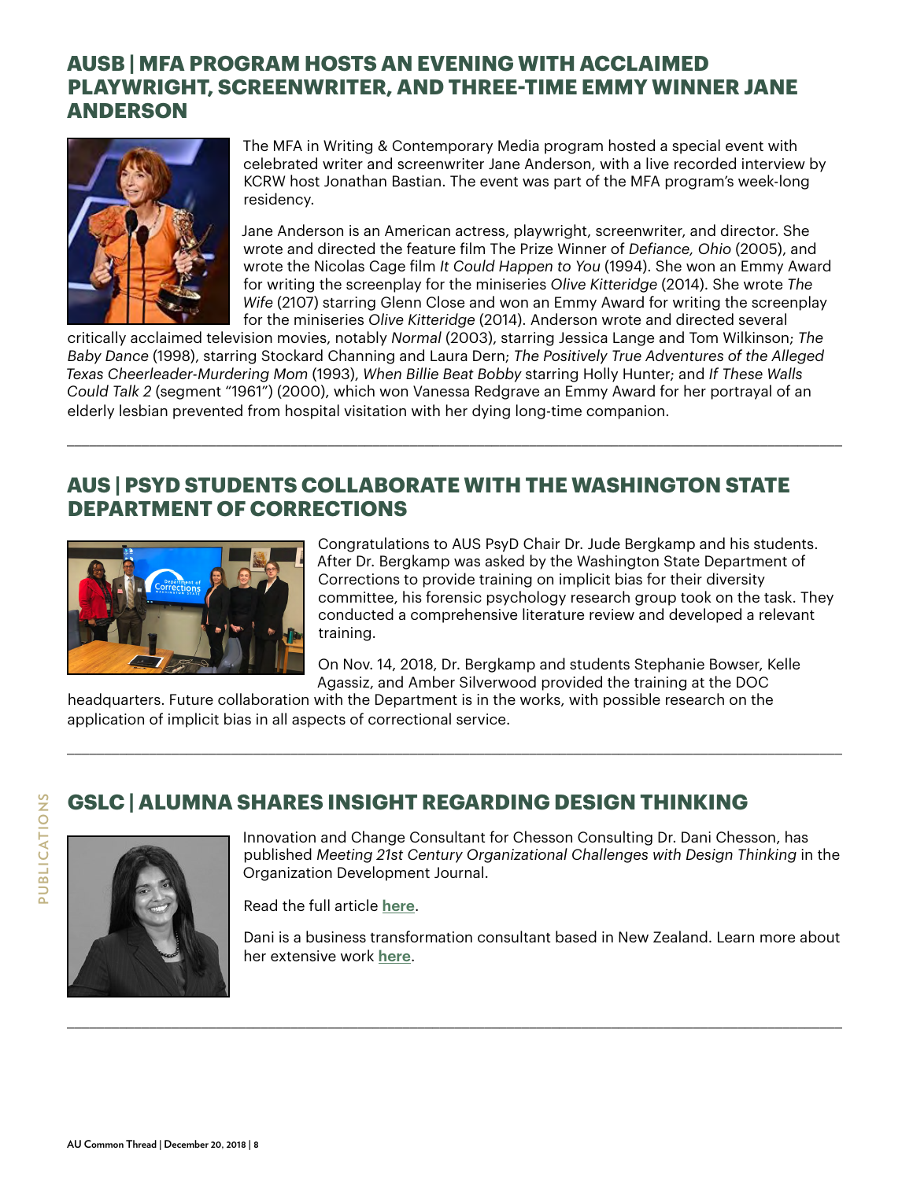## AUSB | MFA PROGRAM HOSTS AN EVENING WITH ACCLAIMED PLAYWRIGHT, SCREENWRITER, AND THREE-TIME EMMY WINNER JANE ANDERSON

The MFA in Writing & Contemporary Media program hosted a special event with celebrated writer and screenwriter Jane Anderson, with a live recorded interview by KCRW host Jonathan Bastian. The event was part of the MFA program's week-long residency.

Jane Anderson is an American actress, playwright, screenwriter, and director. She wrote and directed the feature film The Prize Winner of *Defiance, Ohio* (2005), and wrote the Nicolas Cage film *It Could Happen to You* (1994). She won an Emmy Award for writing the screenplay for the miniseries *Olive Kitteridge* (2014). She wrote *The Wife* (2107) starring Glenn Close and won an Emmy Award for writing the screenplay for the miniseries *Olive Kitteridge* (2014). Anderson wrote and directed several critically acclaimed television movies, notably *Normal* (2003), starring Jessica Lange and Tom Wilkinson; *The Baby Dance* (1998), starring Stockard Channing and Laura Dern; *The Positively True Adventures of the Alleged Texas Cheerleader-Murdering Mom* (1993), *When Billie Beat Bobby* starring Holly Hunter; and *If These Walls Could Talk 2* (segment "1961") (2000), which won Vanessa Redgrave an Emmy Award for her portrayal of an elderly lesbian prevented from hospital visitation with her dying long-time companion.

---

## AUS | PSYD STUDENTS COLLABORATE WITH THE WASHINGTON STATE DEPARTMENT OF CORRECTIONS

Congratulations to AUS PsyD Chair Dr. Jude Bergkamp and his students. After Dr. Bergkamp was asked by the Washington State Department of Corrections to provide training on implicit bias for their diversity committee, his forensic psychology research group took on the task. They conducted a comprehensive literature review and developed a relevant training.

On Nov. 14, 2018, Dr. Bergkamp and students Stephanie Bowser, Kelle Agassiz, and Amber Silverwood provided the training at the DOC headquarters. Future collaboration with the Department is in the works, with possible research on the application of implicit bias in all aspects of correctional service.

---

## GSLC | ALUMNA SHARES INSIGHT REGARDING DESIGN THINKING

Innovation and Change Consultant for Chesson Consulting Dr. Dani Chesson, has published *Meeting 21st Century Organizational Challenges with Design Thinking* in the Organization Development Journal.

Read the full article **here**.

Dani is a business transformation consultant based in New Zealand. Learn more about her extensive work **here**.

---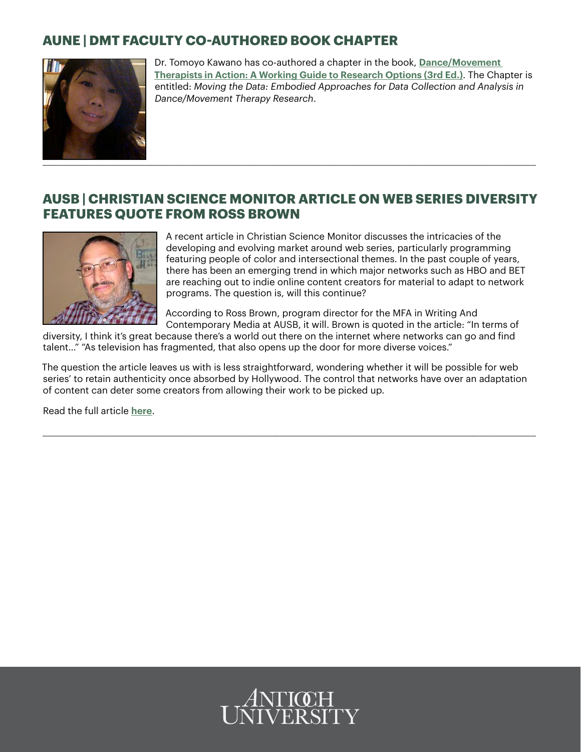## AUNE | DMT FACULTY CO-AUTHORED BOOK CHAPTER

Dr. Tomoyo Kawano has co-authored a chapter in the book, **Dance/Movement Therapists in Action: A Working Guide to Research Options (3rd Ed.)**. The Chapter is entitled: *Moving the Data: Embodied Approaches for Data Collection and Analysis in Dance/Movement Therapy Research*.

---

## AUSB | CHRISTIAN SCIENCE MONITOR ARTICLE ON WEB SERIES DIVERSITY FEATURES QUOTE FROM ROSS BROWN

A recent article in Christian Science Monitor discusses the intricacies of the developing and evolving market around web series, particularly programming featuring people of color and intersectional themes. In the past couple of years, there has been an emerging trend in which major networks such as HBO and BET are reaching out to indie online content creators for material to adapt to network programs. The question is, will this continue?

According to Ross Brown, program director for the MFA in Writing And Contemporary Media at AUSB, it will. Brown is quoted in the article: "In terms of diversity, I think it's great because there's a world out there on the internet where networks can go and find talent..." "As television has fragmented, that also opens up the door for more diverse voices."

The question the article leaves us with is less straightforward, wondering whether it will be possible for web series' to retain authenticity once absorbed by Hollywood. The control that networks have over an adaptation of content can deter some creators from allowing their work to be picked up.

Read the full article **here**.

---

ANTIOCH UNIVERSITY